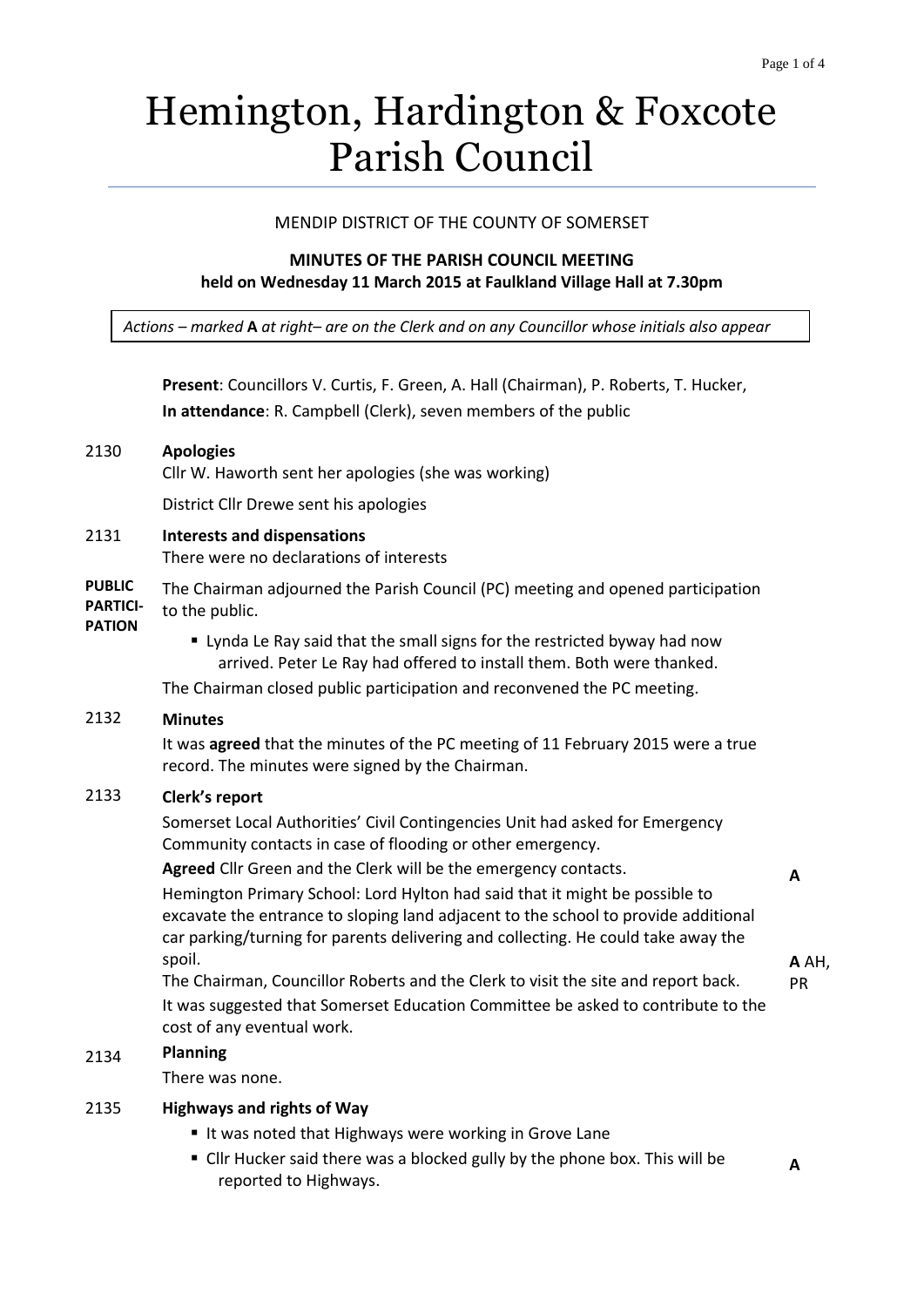# Hemington, Hardington & Foxcote Parish Council

MENDIP DISTRICT OF THE COUNTY OF SOMERSET

**MINUTES OF THE PARISH COUNCIL MEETING**
**held on Wednesday 11 March 2015 at Faulkland Village Hall at 7.30pm**

*Actions – marked* **A** *at right– are on the Clerk and on any Councillor whose initials also appear*

**Present**: Councillors V. Curtis, F. Green, A. Hall (Chairman), P. Roberts, T. Hucker,
**In attendance**: R. Campbell (Clerk), seven members of the public

**2130 Apologies**

Cllr W. Haworth sent her apologies (she was working)

District Cllr Drewe sent his apologies

**2131 Interests and dispensations**

There were no declarations of interests

**PUBLIC PARTICIPATION**

The Chairman adjourned the Parish Council (PC) meeting and opened participation to the public.

- Lynda Le Ray said that the small signs for the restricted byway had now arrived. Peter Le Ray had offered to install them. Both were thanked.

The Chairman closed public participation and reconvened the PC meeting.

**2132 Minutes**

It was **agreed** that the minutes of the PC meeting of 11 February 2015 were a true record. The minutes were signed by the Chairman.

**2133 Clerk's report**

Somerset Local Authorities' Civil Contingencies Unit had asked for Emergency Community contacts in case of flooding or other emergency.

**Agreed** Cllr Green and the Clerk will be the emergency contacts. — **A**

Hemington Primary School: Lord Hylton had said that it might be possible to excavate the entrance to sloping land adjacent to the school to provide additional car parking/turning for parents delivering and collecting. He could take away the spoil.

The Chairman, Councillor Roberts and the Clerk to visit the site and report back. — **A** AH, PR

It was suggested that Somerset Education Committee be asked to contribute to the cost of any eventual work.

**2134 Planning**

There was none.

**2135 Highways and rights of Way**

- It was noted that Highways were working in Grove Lane
- Cllr Hucker said there was a blocked gully by the phone box. This will be reported to Highways. — **A**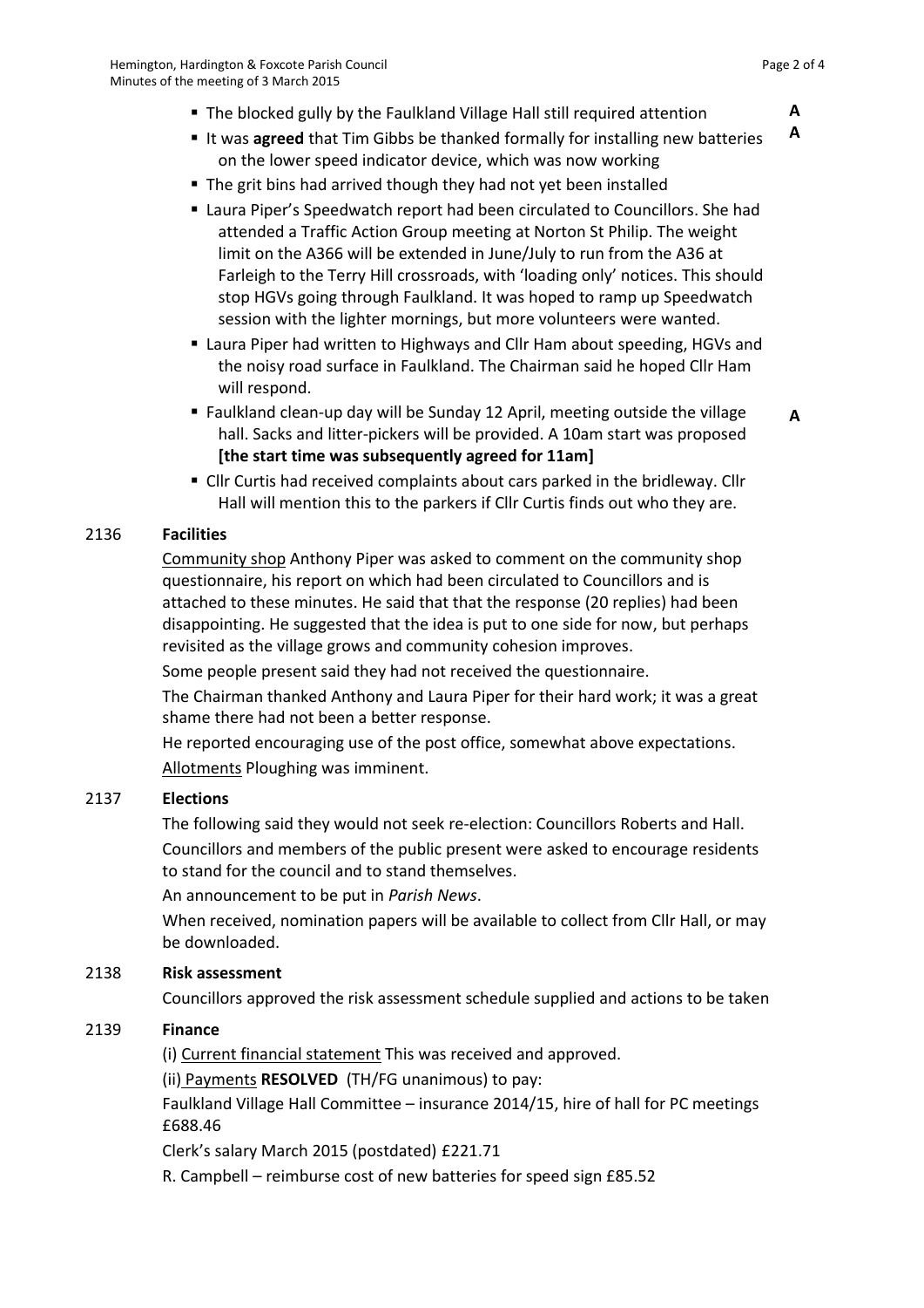- The blocked gully by the Faulkland Village Hall still required attention **A**
- It was **agreed** that Tim Gibbs be thanked formally for installing new batteries on the lower speed indicator device, which was now working **A**
- The grit bins had arrived though they had not yet been installed
- Laura Piper's Speedwatch report had been circulated to Councillors. She had attended a Traffic Action Group meeting at Norton St Philip. The weight limit on the A366 will be extended in June/July to run from the A36 at Farleigh to the Terry Hill crossroads, with 'loading only' notices. This should stop HGVs going through Faulkland. It was hoped to ramp up Speedwatch session with the lighter mornings, but more volunteers were wanted.
- Laura Piper had written to Highways and Cllr Ham about speeding, HGVs and the noisy road surface in Faulkland. The Chairman said he hoped Cllr Ham will respond.
- Faulkland clean-up day will be Sunday 12 April, meeting outside the village hall. Sacks and litter-pickers will be provided. A 10am start was proposed **[the start time was subsequently agreed for 11am]** **A**
- Cllr Curtis had received complaints about cars parked in the bridleway. Cllr Hall will mention this to the parkers if Cllr Curtis finds out who they are.

## 2136 Facilities

Community shop Anthony Piper was asked to comment on the community shop questionnaire, his report on which had been circulated to Councillors and is attached to these minutes. He said that that the response (20 replies) had been disappointing. He suggested that the idea is put to one side for now, but perhaps revisited as the village grows and community cohesion improves.

Some people present said they had not received the questionnaire.

The Chairman thanked Anthony and Laura Piper for their hard work; it was a great shame there had not been a better response.

He reported encouraging use of the post office, somewhat above expectations.

Allotments Ploughing was imminent.

## 2137 Elections

The following said they would not seek re-election: Councillors Roberts and Hall.

Councillors and members of the public present were asked to encourage residents to stand for the council and to stand themselves.

An announcement to be put in *Parish News*.

When received, nomination papers will be available to collect from Cllr Hall, or may be downloaded.

## 2138 Risk assessment

Councillors approved the risk assessment schedule supplied and actions to be taken

## 2139 Finance

(i) Current financial statement This was received and approved.

(ii) Payments **RESOLVED** (TH/FG unanimous) to pay:

Faulkland Village Hall Committee – insurance 2014/15, hire of hall for PC meetings £688.46

Clerk's salary March 2015 (postdated) £221.71

R. Campbell – reimburse cost of new batteries for speed sign £85.52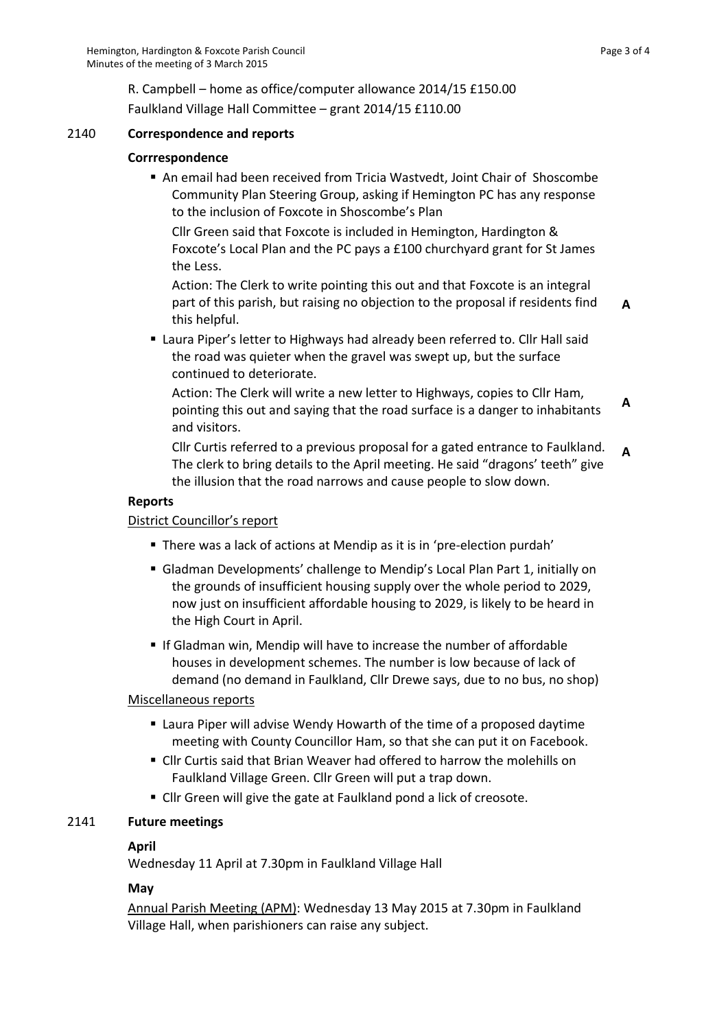R. Campbell – home as office/computer allowance 2014/15 £150.00

Faulkland Village Hall Committee – grant 2014/15 £110.00

## 2140 Correspondence and reports

**Corrrespondence**

- An email had been received from Tricia Wastvedt, Joint Chair of Shoscombe Community Plan Steering Group, asking if Hemington PC has any response to the inclusion of Foxcote in Shoscombe's Plan

  Cllr Green said that Foxcote is included in Hemington, Hardington & Foxcote's Local Plan and the PC pays a £100 churchyard grant for St James the Less.

  Action: The Clerk to write pointing this out and that Foxcote is an integral part of this parish, but raising no objection to the proposal if residents find this helpful. **A**

- Laura Piper's letter to Highways had already been referred to. Cllr Hall said the road was quieter when the gravel was swept up, but the surface continued to deteriorate.

  Action: The Clerk will write a new letter to Highways, copies to Cllr Ham, pointing this out and saying that the road surface is a danger to inhabitants and visitors. **A**

  Cllr Curtis referred to a previous proposal for a gated entrance to Faulkland. The clerk to bring details to the April meeting. He said "dragons' teeth" give the illusion that the road narrows and cause people to slow down. **A**

**Reports**

District Councillor's report

- There was a lack of actions at Mendip as it is in 'pre-election purdah'
- Gladman Developments' challenge to Mendip's Local Plan Part 1, initially on the grounds of insufficient housing supply over the whole period to 2029, now just on insufficient affordable housing to 2029, is likely to be heard in the High Court in April.
- If Gladman win, Mendip will have to increase the number of affordable houses in development schemes. The number is low because of lack of demand (no demand in Faulkland, Cllr Drewe says, due to no bus, no shop)

Miscellaneous reports

- Laura Piper will advise Wendy Howarth of the time of a proposed daytime meeting with County Councillor Ham, so that she can put it on Facebook.
- Cllr Curtis said that Brian Weaver had offered to harrow the molehills on Faulkland Village Green. Cllr Green will put a trap down.
- Cllr Green will give the gate at Faulkland pond a lick of creosote.

## 2141 Future meetings

**April**

Wednesday 11 April at 7.30pm in Faulkland Village Hall

**May**

Annual Parish Meeting (APM): Wednesday 13 May 2015 at 7.30pm in Faulkland Village Hall, when parishioners can raise any subject.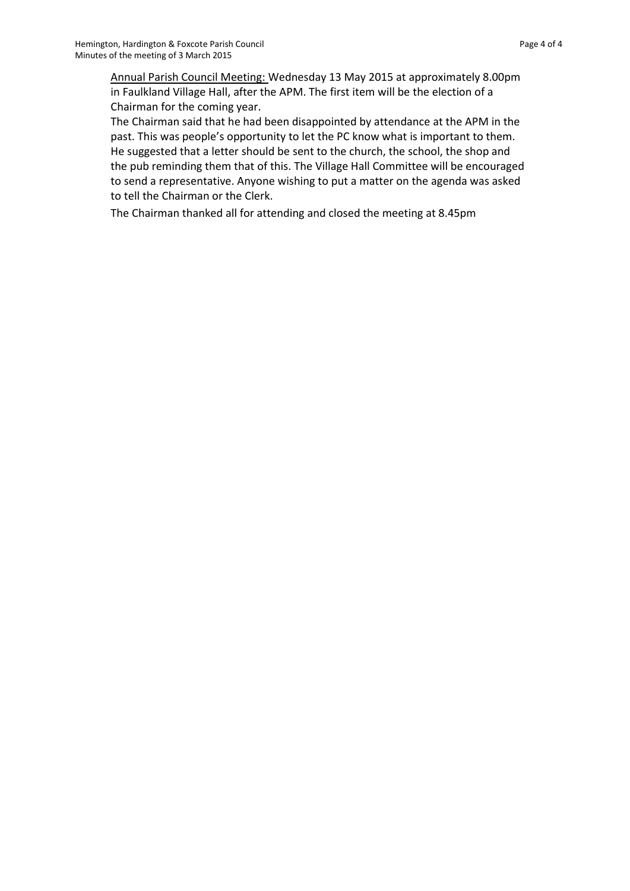<u>Annual Parish Council Meeting:</u> Wednesday 13 May 2015 at approximately 8.00pm in Faulkland Village Hall, after the APM. The first item will be the election of a Chairman for the coming year.

The Chairman said that he had been disappointed by attendance at the APM in the past. This was people's opportunity to let the PC know what is important to them. He suggested that a letter should be sent to the church, the school, the shop and the pub reminding them that of this. The Village Hall Committee will be encouraged to send a representative. Anyone wishing to put a matter on the agenda was asked to tell the Chairman or the Clerk.

The Chairman thanked all for attending and closed the meeting at 8.45pm